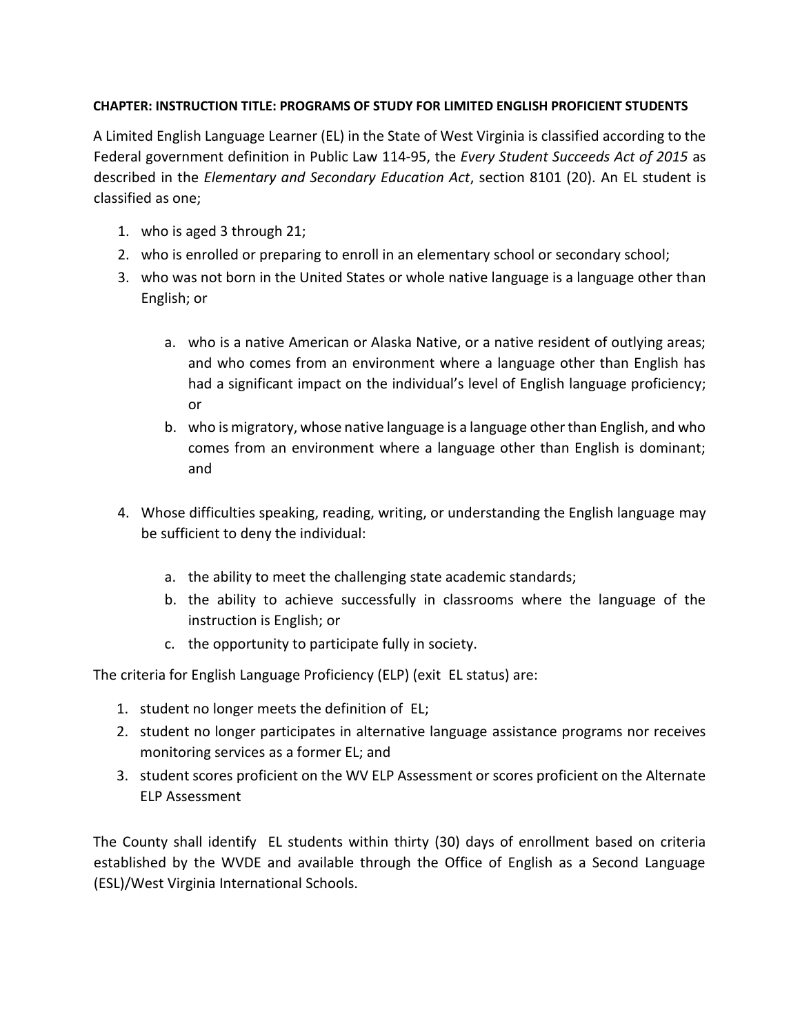**CHAPTER: INSTRUCTION TITLE: PROGRAMS OF STUDY FOR LIMITED ENGLISH PROFICIENT STUDENTS**

A Limited English Language Learner (EL) in the State of West Virginia is classified according to the Federal government definition in Public Law 114-95, the *Every Student Succeeds Act of 2015* as described in the *Elementary and Secondary Education Act*, section 8101 (20). An EL student is classified as one;

1. who is aged 3 through 21;
2. who is enrolled or preparing to enroll in an elementary school or secondary school;
3. who was not born in the United States or whole native language is a language other than English; or
   a. who is a native American or Alaska Native, or a native resident of outlying areas; and who comes from an environment where a language other than English has had a significant impact on the individual's level of English language proficiency; or
   b. who is migratory, whose native language is a language other than English, and who comes from an environment where a language other than English is dominant; and
4. Whose difficulties speaking, reading, writing, or understanding the English language may be sufficient to deny the individual:
   a. the ability to meet the challenging state academic standards;
   b. the ability to achieve successfully in classrooms where the language of the instruction is English; or
   c. the opportunity to participate fully in society.

The criteria for English Language Proficiency (ELP) (exit EL status) are:

1. student no longer meets the definition of EL;
2. student no longer participates in alternative language assistance programs nor receives monitoring services as a former EL; and
3. student scores proficient on the WV ELP Assessment or scores proficient on the Alternate ELP Assessment

The County shall identify EL students within thirty (30) days of enrollment based on criteria established by the WVDE and available through the Office of English as a Second Language (ESL)/West Virginia International Schools.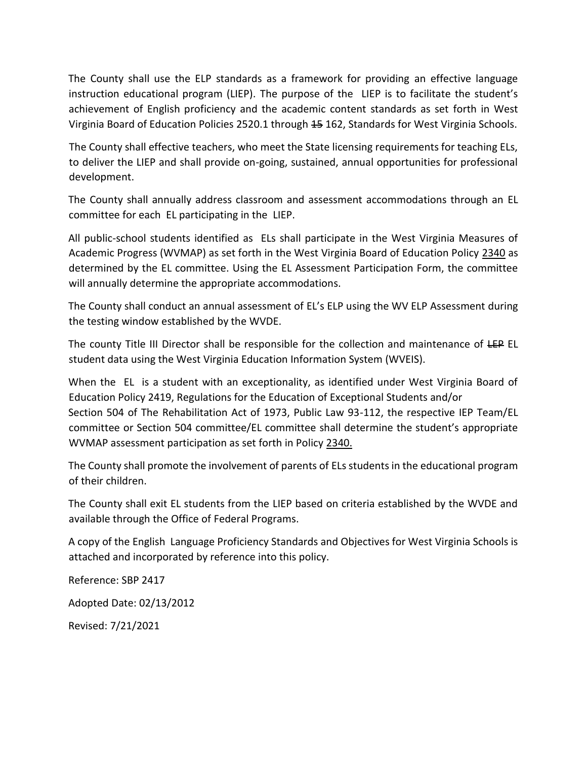The County shall use the ELP standards as a framework for providing an effective language instruction educational program (LIEP). The purpose of the LIEP is to facilitate the student's achievement of English proficiency and the academic content standards as set forth in West Virginia Board of Education Policies 2520.1 through ~~15~~ 162, Standards for West Virginia Schools.

The County shall effective teachers, who meet the State licensing requirements for teaching ELs, to deliver the LIEP and shall provide on-going, sustained, annual opportunities for professional development.

The County shall annually address classroom and assessment accommodations through an EL committee for each EL participating in the LIEP.

All public-school students identified as ELs shall participate in the West Virginia Measures of Academic Progress (WVMAP) as set forth in the West Virginia Board of Education Policy 2340 as determined by the EL committee. Using the EL Assessment Participation Form, the committee will annually determine the appropriate accommodations.

The County shall conduct an annual assessment of EL's ELP using the WV ELP Assessment during the testing window established by the WVDE.

The county Title III Director shall be responsible for the collection and maintenance of ~~LEP~~ EL student data using the West Virginia Education Information System (WVEIS).

When the EL is a student with an exceptionality, as identified under West Virginia Board of Education Policy 2419, Regulations for the Education of Exceptional Students and/or Section 504 of The Rehabilitation Act of 1973, Public Law 93-112, the respective IEP Team/EL committee or Section 504 committee/EL committee shall determine the student's appropriate WVMAP assessment participation as set forth in Policy 2340.

The County shall promote the involvement of parents of ELs students in the educational program of their children.

The County shall exit EL students from the LIEP based on criteria established by the WVDE and available through the Office of Federal Programs.

A copy of the English Language Proficiency Standards and Objectives for West Virginia Schools is attached and incorporated by reference into this policy.

Reference: SBP 2417

Adopted Date: 02/13/2012

Revised: 7/21/2021